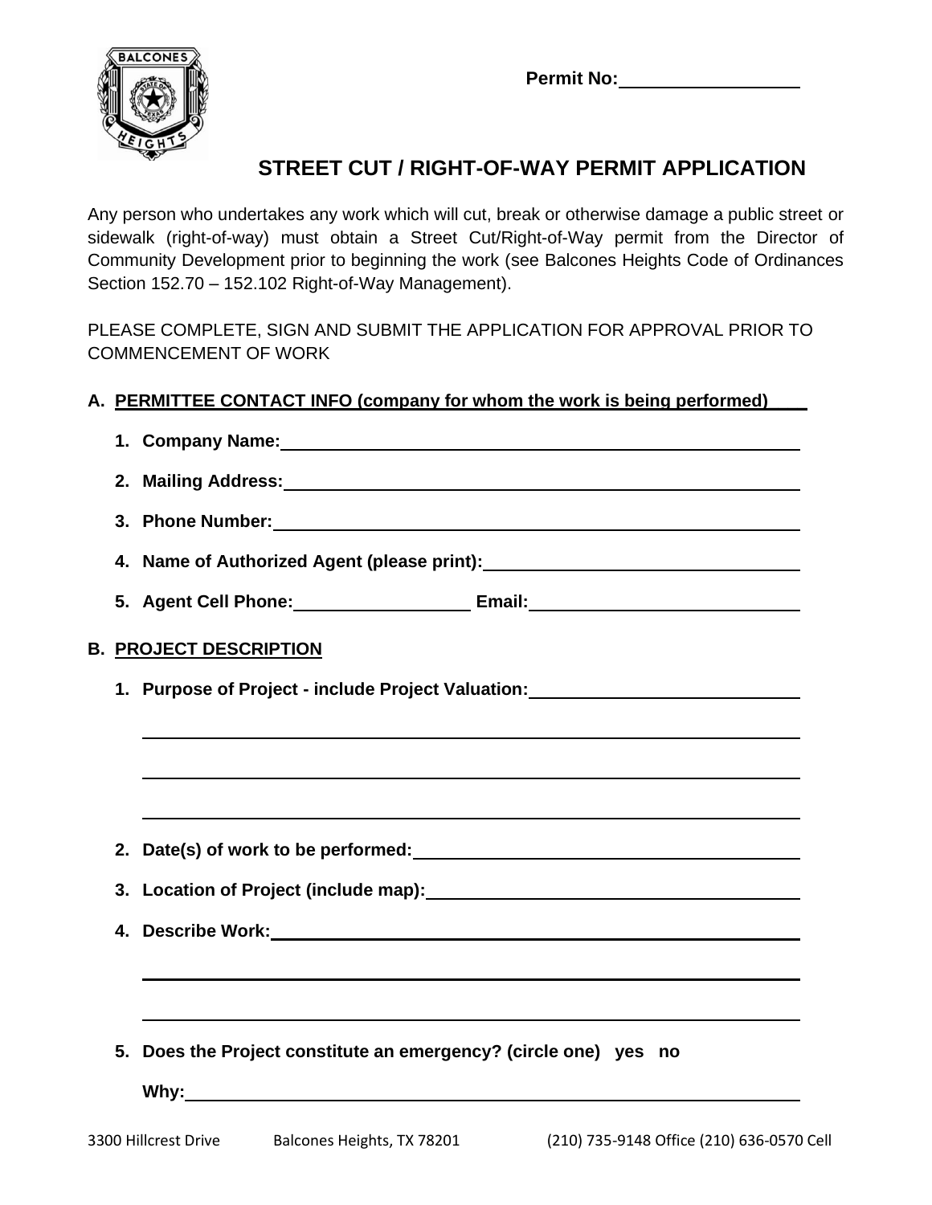Permit No: ____________________

# STREET CUT / RIGHT-OF-WAY PERMIT APPLICATION

Any person who undertakes any work which will cut, break or otherwise damage a public street or sidewalk (right-of-way) must obtain a Street Cut/Right-of-Way permit from the Director of Community Development prior to beginning the work (see Balcones Heights Code of Ordinances Section 152.70 – 152.102 Right-of-Way Management).

PLEASE COMPLETE, SIGN AND SUBMIT THE APPLICATION FOR APPROVAL PRIOR TO COMMENCEMENT OF WORK

## A. PERMITTEE CONTACT INFO (company for whom the work is being performed)

1. **Company Name:** ____________________
2. **Mailing Address:** ____________________
3. **Phone Number:** ____________________
4. **Name of Authorized Agent (please print):** ____________________
5. **Agent Cell Phone:** ____________________ **Email:** ____________________

## B. PROJECT DESCRIPTION

1. **Purpose of Project - include Project Valuation:** ____________________

   ____________________

   ____________________

   ____________________

2. **Date(s) of work to be performed:** ____________________
3. **Location of Project (include map):** ____________________
4. **Describe Work:** ____________________

   ____________________

   ____________________

5. **Does the Project constitute an emergency? (circle one) yes no**

   **Why:** ____________________

3300 Hillcrest Drive  Balcones Heights, TX 78201  (210) 735-9148 Office (210) 636-0570 Cell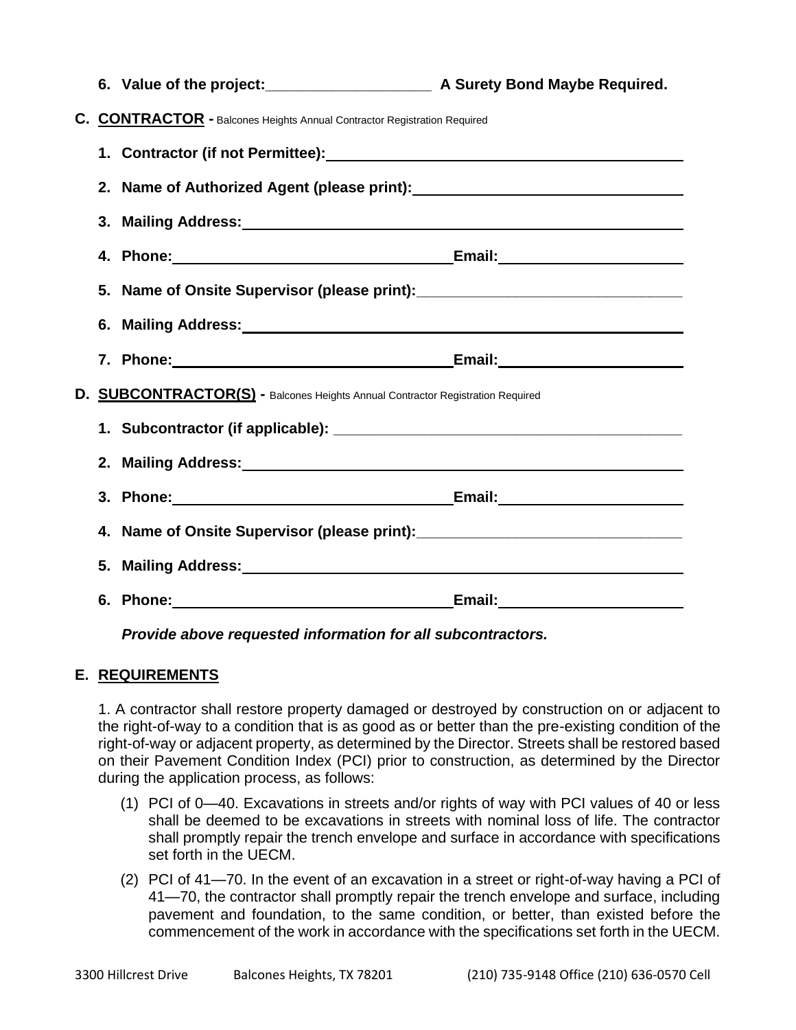6. **Value of the project:\_\_\_\_\_\_\_\_\_\_\_\_\_\_\_\_\_\_\_\_ A Surety Bond Maybe Required.**

**C. CONTRACTOR** - Balcones Heights Annual Contractor Registration Required

1. **Contractor (if not Permittee):**\_\_\_\_\_\_\_\_\_\_\_\_\_\_\_\_\_\_\_\_\_\_\_\_\_\_\_\_\_\_\_\_\_\_\_\_\_\_\_\_\_\_\_\_
2. **Name of Authorized Agent (please print):**\_\_\_\_\_\_\_\_\_\_\_\_\_\_\_\_\_\_\_\_\_\_\_\_\_\_\_\_\_\_\_\_\_\_\_
3. **Mailing Address:**\_\_\_\_\_\_\_\_\_\_\_\_\_\_\_\_\_\_\_\_\_\_\_\_\_\_\_\_\_\_\_\_\_\_\_\_\_\_\_\_\_\_\_\_\_\_\_\_\_\_\_\_\_\_
4. **Phone:**\_\_\_\_\_\_\_\_\_\_\_\_\_\_\_\_\_\_\_\_\_\_\_\_\_\_\_\_\_\_\_\_\_\_\_\_\_\_**Email:**\_\_\_\_\_\_\_\_\_\_\_\_\_\_\_\_\_\_\_\_\_\_\_\_\_
5. **Name of Onsite Supervisor (please print):**\_\_\_\_\_\_\_\_\_\_\_\_\_\_\_\_\_\_\_\_\_\_\_\_\_\_\_\_\_\_\_\_\_\_
6. **Mailing Address:**\_\_\_\_\_\_\_\_\_\_\_\_\_\_\_\_\_\_\_\_\_\_\_\_\_\_\_\_\_\_\_\_\_\_\_\_\_\_\_\_\_\_\_\_\_\_\_\_\_\_\_\_\_\_
7. **Phone:**\_\_\_\_\_\_\_\_\_\_\_\_\_\_\_\_\_\_\_\_\_\_\_\_\_\_\_\_\_\_\_\_\_\_\_\_\_\_**Email:**\_\_\_\_\_\_\_\_\_\_\_\_\_\_\_\_\_\_\_\_\_\_\_\_\_

**D. SUBCONTRACTOR(S)** - Balcones Heights Annual Contractor Registration Required

1. **Subcontractor (if applicable):** \_\_\_\_\_\_\_\_\_\_\_\_\_\_\_\_\_\_\_\_\_\_\_\_\_\_\_\_\_\_\_\_\_\_\_\_\_\_\_\_\_\_\_\_
2. **Mailing Address:**\_\_\_\_\_\_\_\_\_\_\_\_\_\_\_\_\_\_\_\_\_\_\_\_\_\_\_\_\_\_\_\_\_\_\_\_\_\_\_\_\_\_\_\_\_\_\_\_\_\_\_\_\_\_
3. **Phone:**\_\_\_\_\_\_\_\_\_\_\_\_\_\_\_\_\_\_\_\_\_\_\_\_\_\_\_\_\_\_\_\_\_\_\_\_\_\_**Email:**\_\_\_\_\_\_\_\_\_\_\_\_\_\_\_\_\_\_\_\_\_\_\_\_\_
4. **Name of Onsite Supervisor (please print):**\_\_\_\_\_\_\_\_\_\_\_\_\_\_\_\_\_\_\_\_\_\_\_\_\_\_\_\_\_\_\_\_\_\_
5. **Mailing Address:**\_\_\_\_\_\_\_\_\_\_\_\_\_\_\_\_\_\_\_\_\_\_\_\_\_\_\_\_\_\_\_\_\_\_\_\_\_\_\_\_\_\_\_\_\_\_\_\_\_\_\_\_\_\_
6. **Phone:**\_\_\_\_\_\_\_\_\_\_\_\_\_\_\_\_\_\_\_\_\_\_\_\_\_\_\_\_\_\_\_\_\_\_\_\_\_\_**Email:**\_\_\_\_\_\_\_\_\_\_\_\_\_\_\_\_\_\_\_\_\_\_\_\_\_

***Provide above requested information for all subcontractors.***

**E. REQUIREMENTS**

1. A contractor shall restore property damaged or destroyed by construction on or adjacent to the right-of-way to a condition that is as good as or better than the pre-existing condition of the right-of-way or adjacent property, as determined by the Director. Streets shall be restored based on their Pavement Condition Index (PCI) prior to construction, as determined by the Director during the application process, as follows:

(1) PCI of 0—40. Excavations in streets and/or rights of way with PCI values of 40 or less shall be deemed to be excavations in streets with nominal loss of life. The contractor shall promptly repair the trench envelope and surface in accordance with specifications set forth in the UECM.

(2) PCI of 41—70. In the event of an excavation in a street or right-of-way having a PCI of 41—70, the contractor shall promptly repair the trench envelope and surface, including pavement and foundation, to the same condition, or better, than existed before the commencement of the work in accordance with the specifications set forth in the UECM.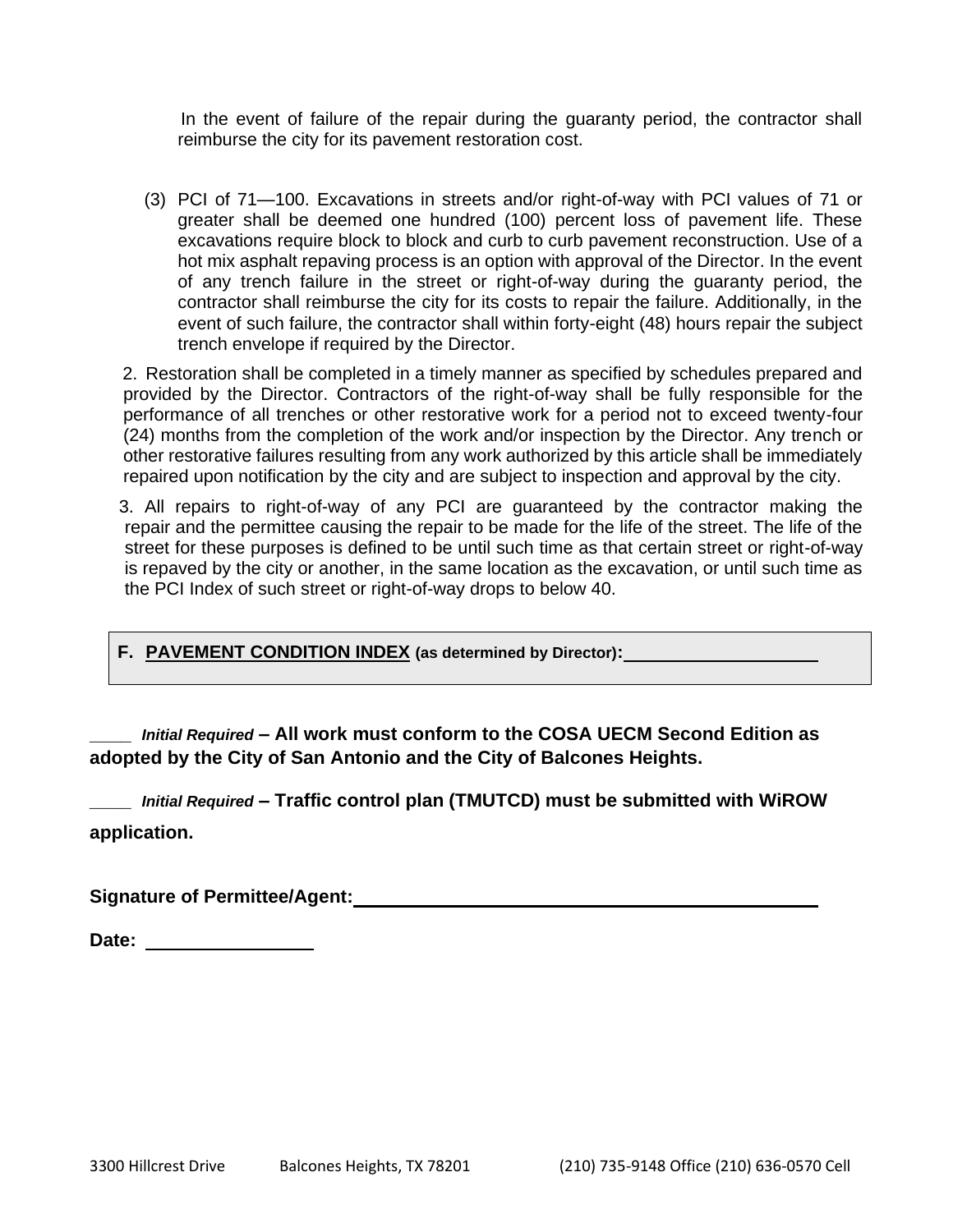In the event of failure of the repair during the guaranty period, the contractor shall reimburse the city for its pavement restoration cost.

(3) PCI of 71—100. Excavations in streets and/or right-of-way with PCI values of 71 or greater shall be deemed one hundred (100) percent loss of pavement life. These excavations require block to block and curb to curb pavement reconstruction. Use of a hot mix asphalt repaving process is an option with approval of the Director. In the event of any trench failure in the street or right-of-way during the guaranty period, the contractor shall reimburse the city for its costs to repair the failure. Additionally, in the event of such failure, the contractor shall within forty-eight (48) hours repair the subject trench envelope if required by the Director.

2. Restoration shall be completed in a timely manner as specified by schedules prepared and provided by the Director. Contractors of the right-of-way shall be fully responsible for the performance of all trenches or other restorative work for a period not to exceed twenty-four (24) months from the completion of the work and/or inspection by the Director. Any trench or other restorative failures resulting from any work authorized by this article shall be immediately repaired upon notification by the city and are subject to inspection and approval by the city.

3. All repairs to right-of-way of any PCI are guaranteed by the contractor making the repair and the permittee causing the repair to be made for the life of the street. The life of the street for these purposes is defined to be until such time as that certain street or right-of-way is repaved by the city or another, in the same location as the excavation, or until such time as the PCI Index of such street or right-of-way drops to below 40.

**F. PAVEMENT CONDITION INDEX (as determined by Director):** ____________________

____ *Initial Required* – **All work must conform to the COSA UECM Second Edition as adopted by the City of San Antonio and the City of Balcones Heights.**

____ *Initial Required* – **Traffic control plan (TMUTCD) must be submitted with WiROW application.**

**Signature of Permittee/Agent:** ________________________________________________

**Date:** ________________

3300 Hillcrest Drive Balcones Heights, TX 78201 (210) 735-9148 Office (210) 636-0570 Cell